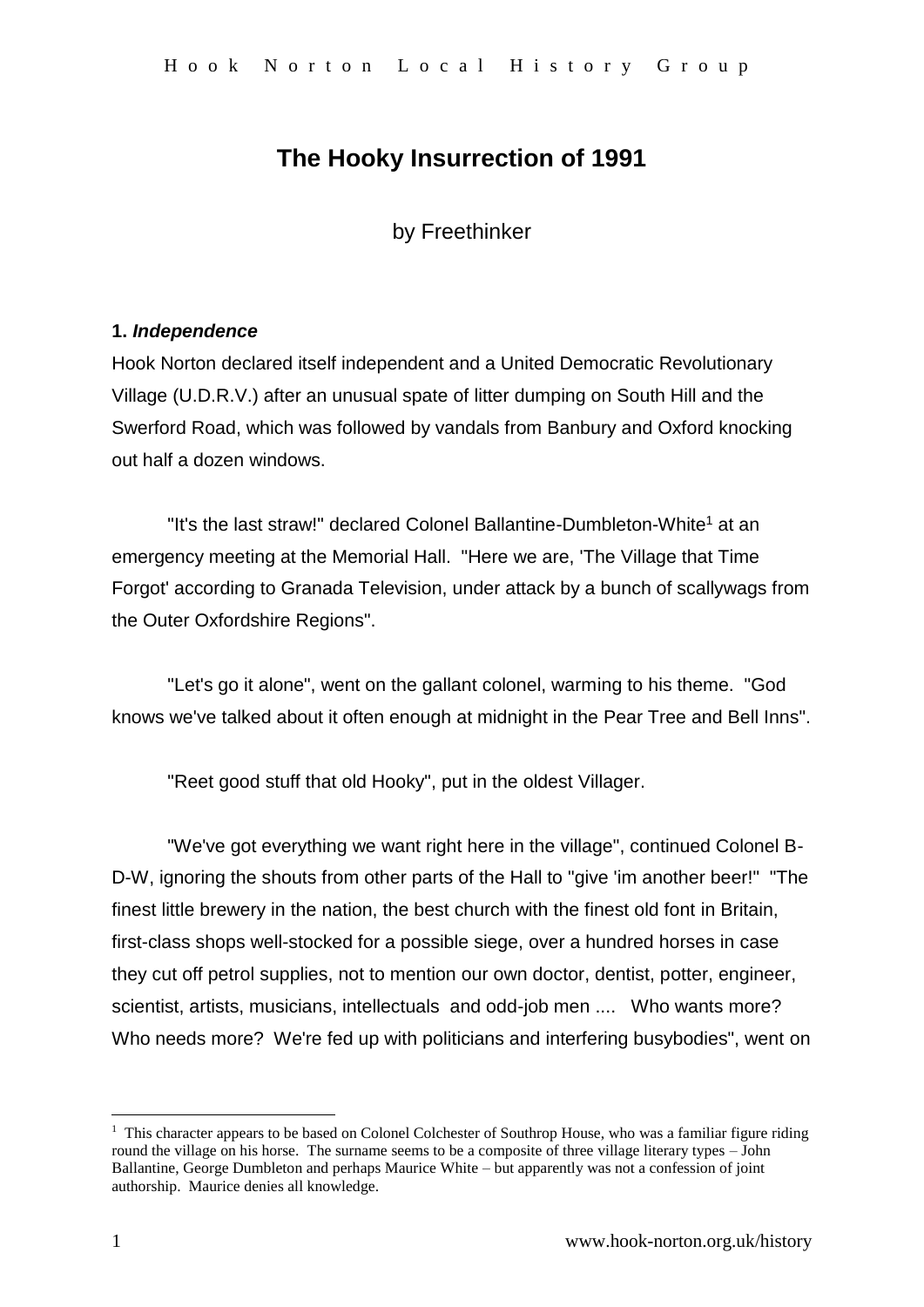# The Hooky Insurrection of 1991

by Freethinker

## 1. *Independence*

Hook Norton declared itself independent and a United Democratic Revolutionary Village (U.D.R.V.) after an unusual spate of litter dumping on South Hill and the Swerford Road, which was followed by vandals from Banbury and Oxford knocking out half a dozen windows.

"It's the last straw!" declared Colonel Ballantine-Dumbleton-White[1] at an emergency meeting at the Memorial Hall. "Here we are, 'The Village that Time Forgot' according to Granada Television, under attack by a bunch of scallywags from the Outer Oxfordshire Regions".

"Let's go it alone", went on the gallant colonel, warming to his theme. "God knows we've talked about it often enough at midnight in the Pear Tree and Bell Inns".

"Reet good stuff that old Hooky", put in the oldest Villager.

"We've got everything we want right here in the village", continued Colonel B-D-W, ignoring the shouts from other parts of the Hall to "give 'im another beer!" "The finest little brewery in the nation, the best church with the finest old font in Britain, first-class shops well-stocked for a possible siege, over a hundred horses in case they cut off petrol supplies, not to mention our own doctor, dentist, potter, engineer, scientist, artists, musicians, intellectuals and odd-job men .... Who wants more? Who needs more? We're fed up with politicians and interfering busybodies", went on

[1] This character appears to be based on Colonel Colchester of Southrop House, who was a familiar figure riding round the village on his horse. The surname seems to be a composite of three village literary types – John Ballantine, George Dumbleton and perhaps Maurice White – but apparently was not a confession of joint authorship. Maurice denies all knowledge.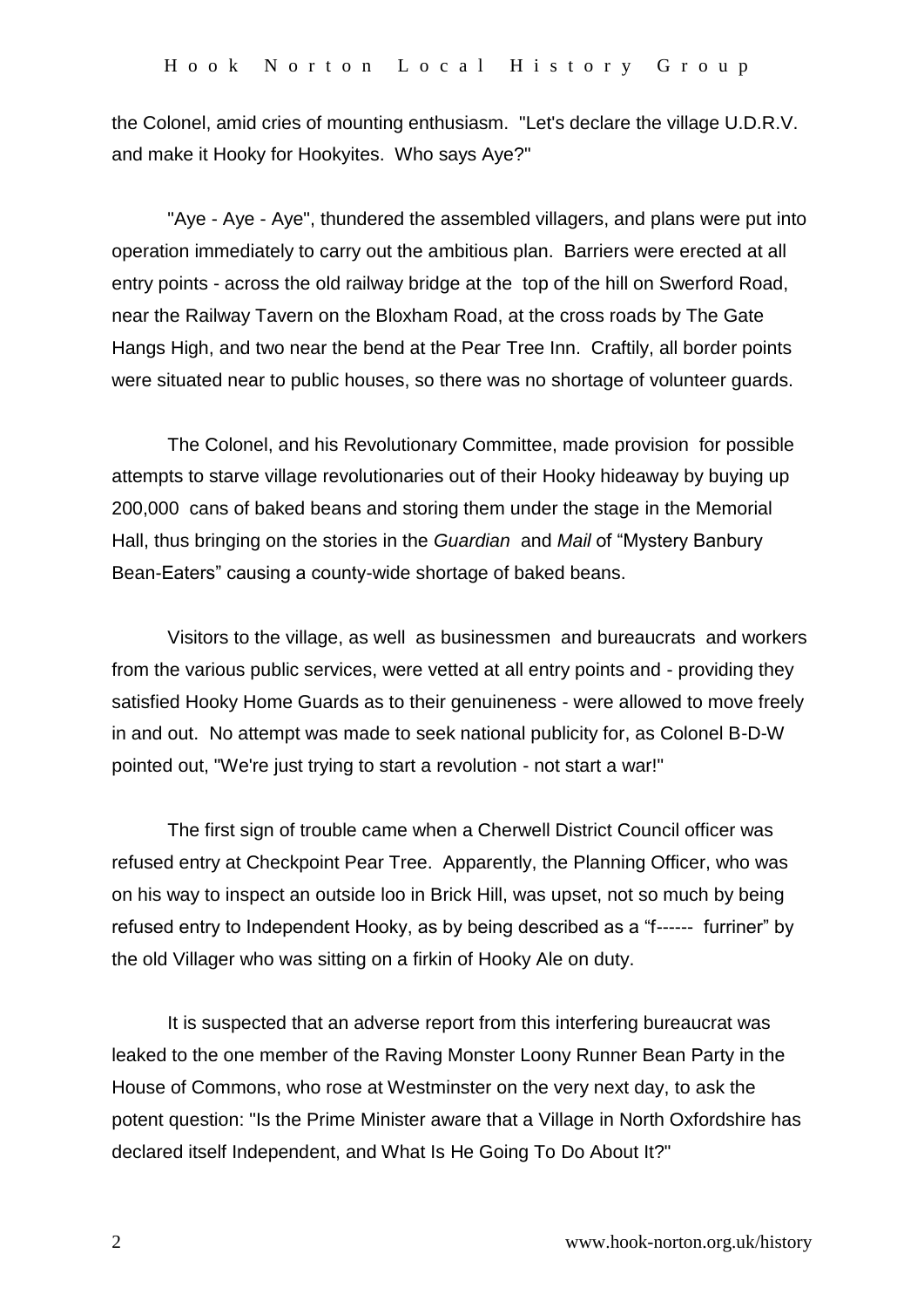the Colonel, amid cries of mounting enthusiasm. "Let's declare the village U.D.R.V. and make it Hooky for Hookyites. Who says Aye?"

"Aye - Aye - Aye", thundered the assembled villagers, and plans were put into operation immediately to carry out the ambitious plan. Barriers were erected at all entry points - across the old railway bridge at the top of the hill on Swerford Road, near the Railway Tavern on the Bloxham Road, at the cross roads by The Gate Hangs High, and two near the bend at the Pear Tree Inn. Craftily, all border points were situated near to public houses, so there was no shortage of volunteer guards.

The Colonel, and his Revolutionary Committee, made provision for possible attempts to starve village revolutionaries out of their Hooky hideaway by buying up 200,000 cans of baked beans and storing them under the stage in the Memorial Hall, thus bringing on the stories in the *Guardian* and *Mail* of "Mystery Banbury Bean-Eaters" causing a county-wide shortage of baked beans.

Visitors to the village, as well as businessmen and bureaucrats and workers from the various public services, were vetted at all entry points and - providing they satisfied Hooky Home Guards as to their genuineness - were allowed to move freely in and out. No attempt was made to seek national publicity for, as Colonel B-D-W pointed out, "We're just trying to start a revolution - not start a war!"

The first sign of trouble came when a Cherwell District Council officer was refused entry at Checkpoint Pear Tree. Apparently, the Planning Officer, who was on his way to inspect an outside loo in Brick Hill, was upset, not so much by being refused entry to Independent Hooky, as by being described as a "f------ furriner" by the old Villager who was sitting on a firkin of Hooky Ale on duty.

It is suspected that an adverse report from this interfering bureaucrat was leaked to the one member of the Raving Monster Loony Runner Bean Party in the House of Commons, who rose at Westminster on the very next day, to ask the potent question: "Is the Prime Minister aware that a Village in North Oxfordshire has declared itself Independent, and What Is He Going To Do About It?"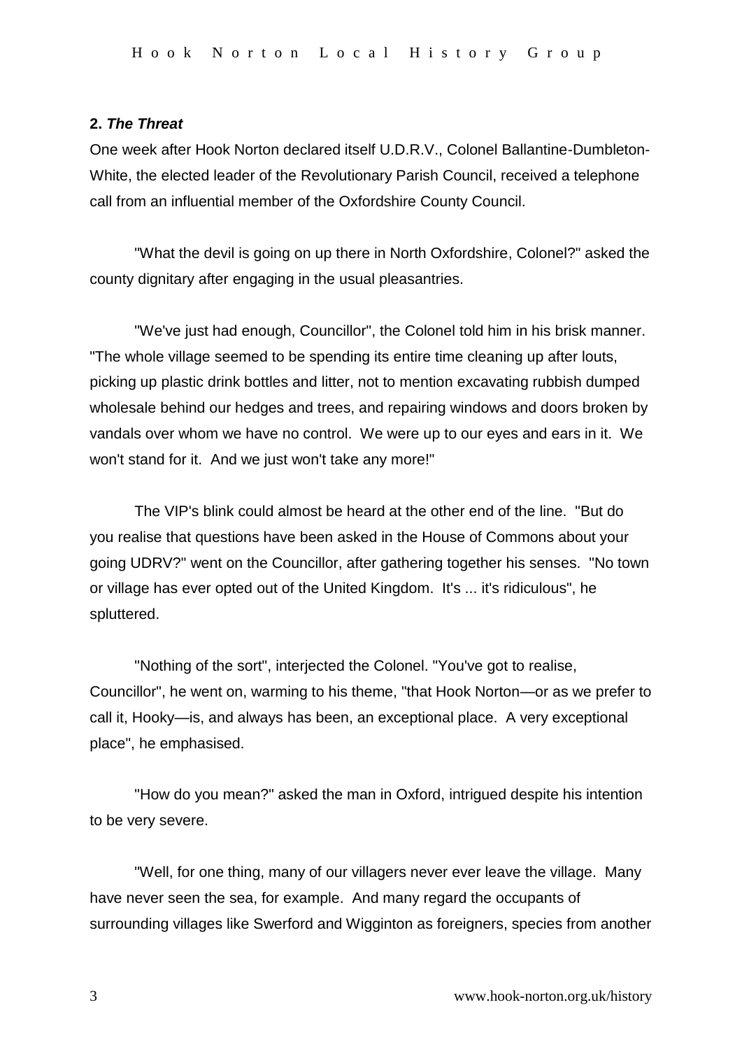**2. *The Threat***

One week after Hook Norton declared itself U.D.R.V., Colonel Ballantine-Dumbleton-White, the elected leader of the Revolutionary Parish Council, received a telephone call from an influential member of the Oxfordshire County Council.

"What the devil is going on up there in North Oxfordshire, Colonel?" asked the county dignitary after engaging in the usual pleasantries.

"We've just had enough, Councillor", the Colonel told him in his brisk manner. "The whole village seemed to be spending its entire time cleaning up after louts, picking up plastic drink bottles and litter, not to mention excavating rubbish dumped wholesale behind our hedges and trees, and repairing windows and doors broken by vandals over whom we have no control. We were up to our eyes and ears in it. We won't stand for it. And we just won't take any more!"

The VIP's blink could almost be heard at the other end of the line. "But do you realise that questions have been asked in the House of Commons about your going UDRV?" went on the Councillor, after gathering together his senses. "No town or village has ever opted out of the United Kingdom. It's ... it's ridiculous", he spluttered.

"Nothing of the sort", interjected the Colonel. "You've got to realise, Councillor", he went on, warming to his theme, "that Hook Norton—or as we prefer to call it, Hooky—is, and always has been, an exceptional place. A very exceptional place", he emphasised.

"How do you mean?" asked the man in Oxford, intrigued despite his intention to be very severe.

"Well, for one thing, many of our villagers never ever leave the village. Many have never seen the sea, for example. And many regard the occupants of surrounding villages like Swerford and Wigginton as foreigners, species from another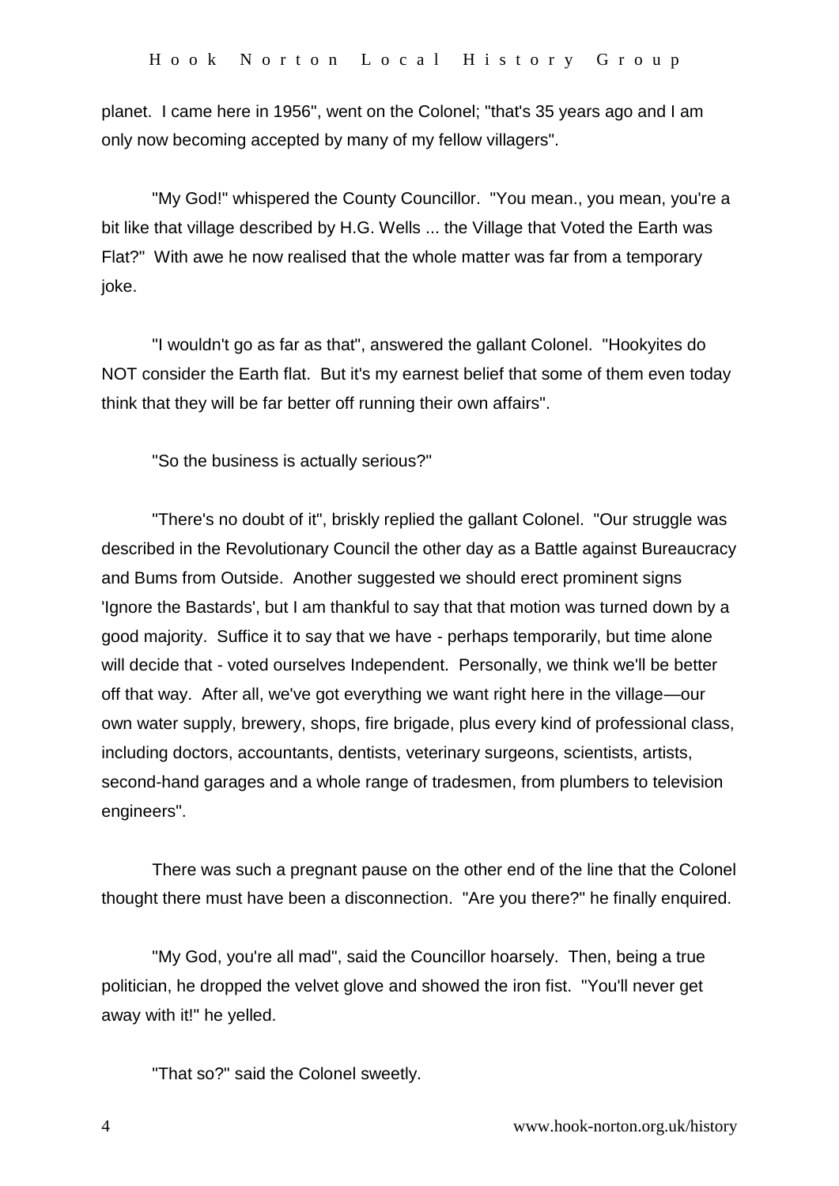planet. I came here in 1956", went on the Colonel; "that's 35 years ago and I am only now becoming accepted by many of my fellow villagers".

"My God!" whispered the County Councillor. "You mean., you mean, you're a bit like that village described by H.G. Wells ... the Village that Voted the Earth was Flat?" With awe he now realised that the whole matter was far from a temporary joke.

"I wouldn't go as far as that", answered the gallant Colonel. "Hookyites do NOT consider the Earth flat. But it's my earnest belief that some of them even today think that they will be far better off running their own affairs".

"So the business is actually serious?"

"There's no doubt of it", briskly replied the gallant Colonel. "Our struggle was described in the Revolutionary Council the other day as a Battle against Bureaucracy and Bums from Outside. Another suggested we should erect prominent signs 'Ignore the Bastards', but I am thankful to say that that motion was turned down by a good majority. Suffice it to say that we have - perhaps temporarily, but time alone will decide that - voted ourselves Independent. Personally, we think we'll be better off that way. After all, we've got everything we want right here in the village—our own water supply, brewery, shops, fire brigade, plus every kind of professional class, including doctors, accountants, dentists, veterinary surgeons, scientists, artists, second-hand garages and a whole range of tradesmen, from plumbers to television engineers".

There was such a pregnant pause on the other end of the line that the Colonel thought there must have been a disconnection. "Are you there?" he finally enquired.

"My God, you're all mad", said the Councillor hoarsely. Then, being a true politician, he dropped the velvet glove and showed the iron fist. "You'll never get away with it!" he yelled.

"That so?" said the Colonel sweetly.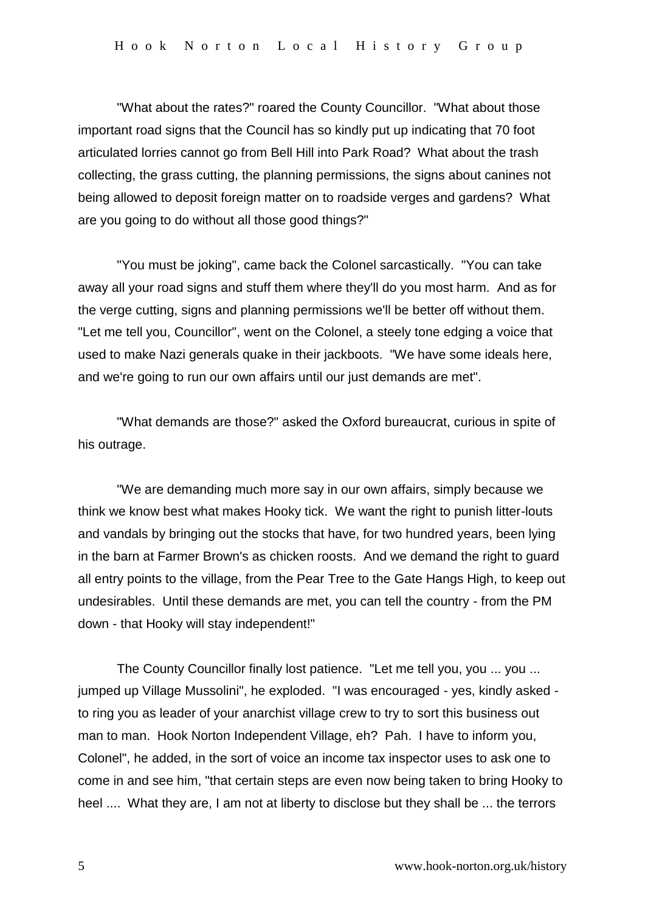"What about the rates?" roared the County Councillor. "What about those important road signs that the Council has so kindly put up indicating that 70 foot articulated lorries cannot go from Bell Hill into Park Road? What about the trash collecting, the grass cutting, the planning permissions, the signs about canines not being allowed to deposit foreign matter on to roadside verges and gardens? What are you going to do without all those good things?"

"You must be joking", came back the Colonel sarcastically. "You can take away all your road signs and stuff them where they'll do you most harm. And as for the verge cutting, signs and planning permissions we'll be better off without them. "Let me tell you, Councillor", went on the Colonel, a steely tone edging a voice that used to make Nazi generals quake in their jackboots. "We have some ideals here, and we're going to run our own affairs until our just demands are met".

"What demands are those?" asked the Oxford bureaucrat, curious in spite of his outrage.

"We are demanding much more say in our own affairs, simply because we think we know best what makes Hooky tick. We want the right to punish litter-louts and vandals by bringing out the stocks that have, for two hundred years, been lying in the barn at Farmer Brown's as chicken roosts. And we demand the right to guard all entry points to the village, from the Pear Tree to the Gate Hangs High, to keep out undesirables. Until these demands are met, you can tell the country - from the PM down - that Hooky will stay independent!"

The County Councillor finally lost patience. "Let me tell you, you ... you ... jumped up Village Mussolini", he exploded. "I was encouraged - yes, kindly asked - to ring you as leader of your anarchist village crew to try to sort this business out man to man. Hook Norton Independent Village, eh? Pah. I have to inform you, Colonel", he added, in the sort of voice an income tax inspector uses to ask one to come in and see him, "that certain steps are even now being taken to bring Hooky to heel .... What they are, I am not at liberty to disclose but they shall be ... the terrors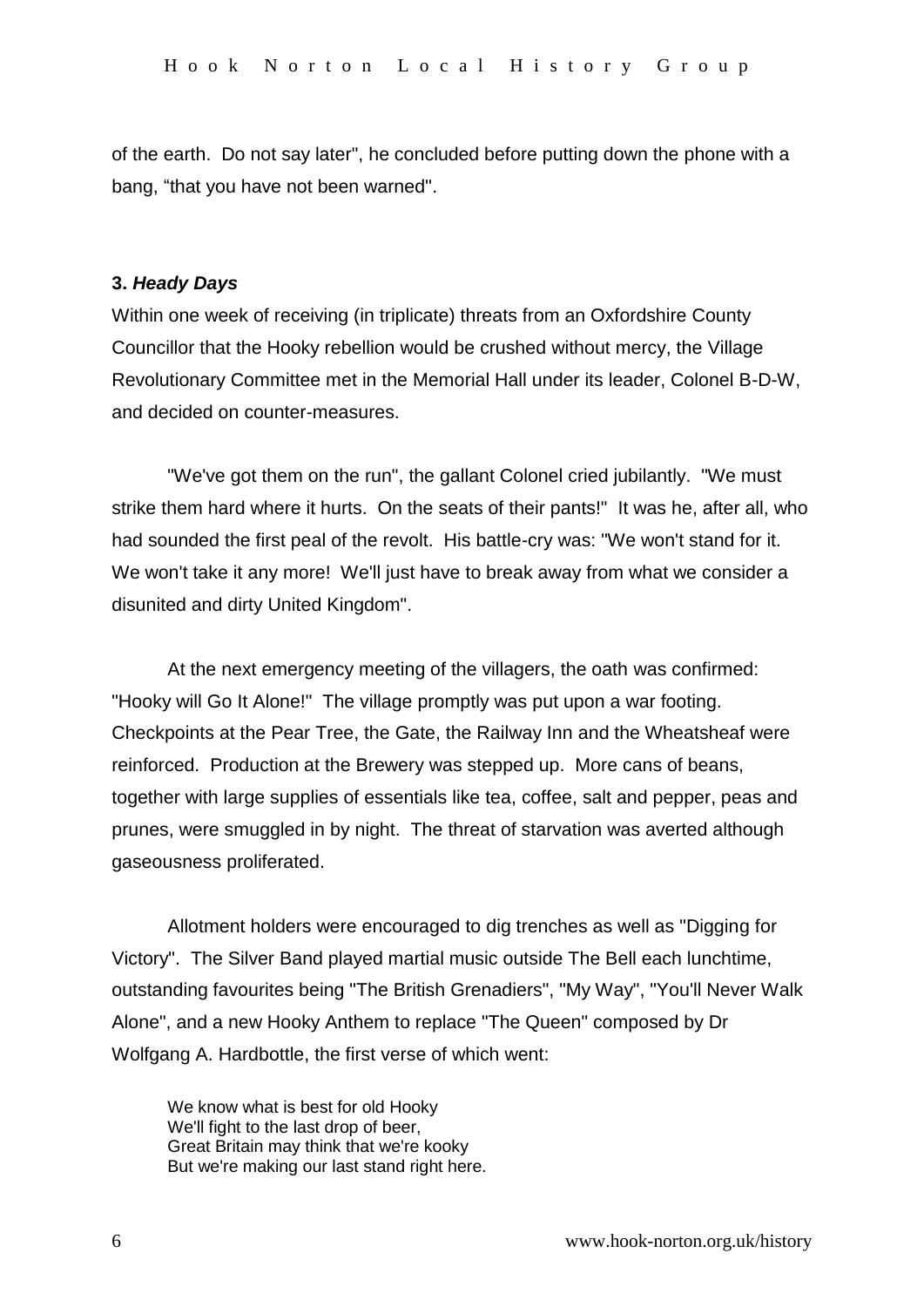of the earth. Do not say later", he concluded before putting down the phone with a bang, “that you have not been warned".

### **3.** ***Heady Days***

Within one week of receiving (in triplicate) threats from an Oxfordshire County Councillor that the Hooky rebellion would be crushed without mercy, the Village Revolutionary Committee met in the Memorial Hall under its leader, Colonel B-D-W, and decided on counter-measures.

"We've got them on the run", the gallant Colonel cried jubilantly. "We must strike them hard where it hurts. On the seats of their pants!" It was he, after all, who had sounded the first peal of the revolt. His battle-cry was: "We won't stand for it. We won't take it any more! We'll just have to break away from what we consider a disunited and dirty United Kingdom".

At the next emergency meeting of the villagers, the oath was confirmed: "Hooky will Go It Alone!" The village promptly was put upon a war footing. Checkpoints at the Pear Tree, the Gate, the Railway Inn and the Wheatsheaf were reinforced. Production at the Brewery was stepped up. More cans of beans, together with large supplies of essentials like tea, coffee, salt and pepper, peas and prunes, were smuggled in by night. The threat of starvation was averted although gaseousness proliferated.

Allotment holders were encouraged to dig trenches as well as "Digging for Victory". The Silver Band played martial music outside The Bell each lunchtime, outstanding favourites being "The British Grenadiers", "My Way", "You'll Never Walk Alone", and a new Hooky Anthem to replace "The Queen" composed by Dr Wolfgang A. Hardbottle, the first verse of which went:

> We know what is best for old Hooky
> We'll fight to the last drop of beer,
> Great Britain may think that we're kooky
> But we're making our last stand right here.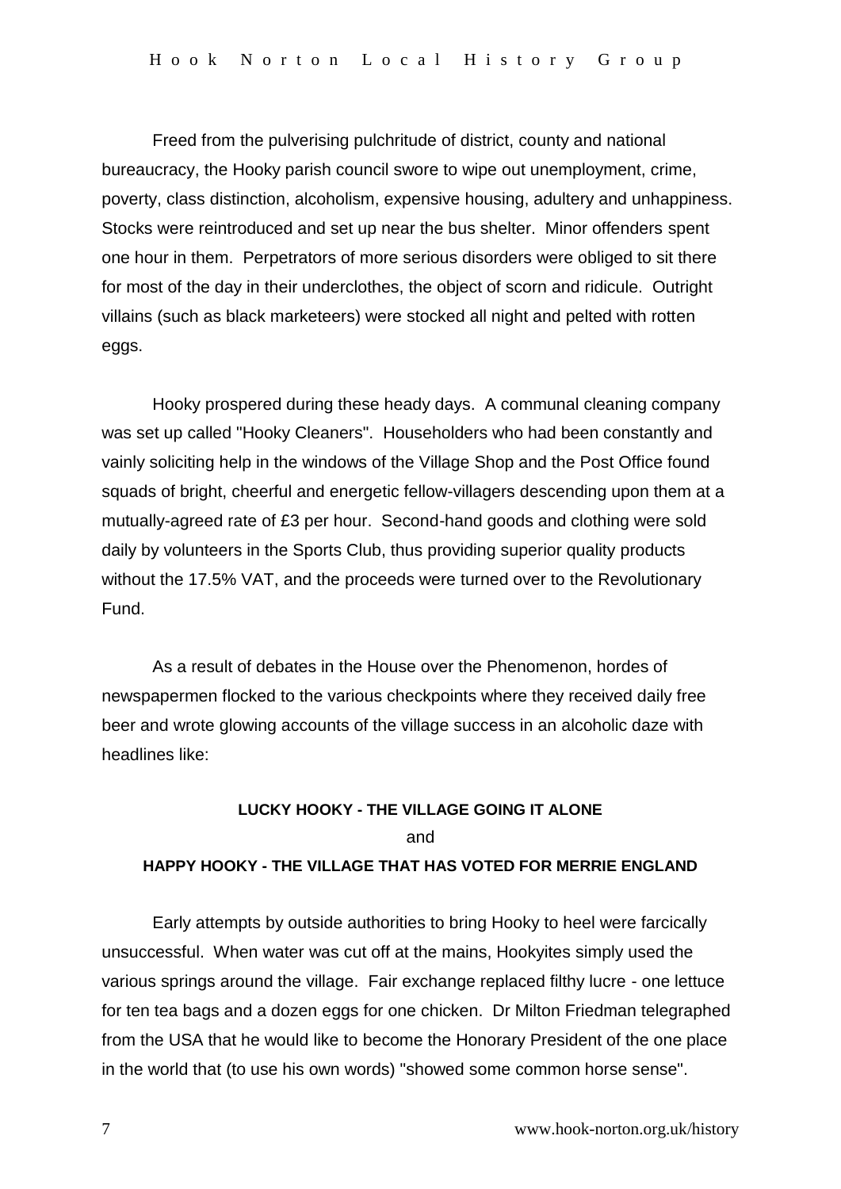Freed from the pulverising pulchritude of district, county and national bureaucracy, the Hooky parish council swore to wipe out unemployment, crime, poverty, class distinction, alcoholism, expensive housing, adultery and unhappiness. Stocks were reintroduced and set up near the bus shelter. Minor offenders spent one hour in them. Perpetrators of more serious disorders were obliged to sit there for most of the day in their underclothes, the object of scorn and ridicule. Outright villains (such as black marketeers) were stocked all night and pelted with rotten eggs.

Hooky prospered during these heady days. A communal cleaning company was set up called "Hooky Cleaners". Householders who had been constantly and vainly soliciting help in the windows of the Village Shop and the Post Office found squads of bright, cheerful and energetic fellow-villagers descending upon them at a mutually-agreed rate of £3 per hour. Second-hand goods and clothing were sold daily by volunteers in the Sports Club, thus providing superior quality products without the 17.5% VAT, and the proceeds were turned over to the Revolutionary Fund.

As a result of debates in the House over the Phenomenon, hordes of newspapermen flocked to the various checkpoints where they received daily free beer and wrote glowing accounts of the village success in an alcoholic daze with headlines like:

**LUCKY HOOKY - THE VILLAGE GOING IT ALONE**

and

**HAPPY HOOKY - THE VILLAGE THAT HAS VOTED FOR MERRIE ENGLAND**

Early attempts by outside authorities to bring Hooky to heel were farcically unsuccessful. When water was cut off at the mains, Hookyites simply used the various springs around the village. Fair exchange replaced filthy lucre - one lettuce for ten tea bags and a dozen eggs for one chicken. Dr Milton Friedman telegraphed from the USA that he would like to become the Honorary President of the one place in the world that (to use his own words) "showed some common horse sense".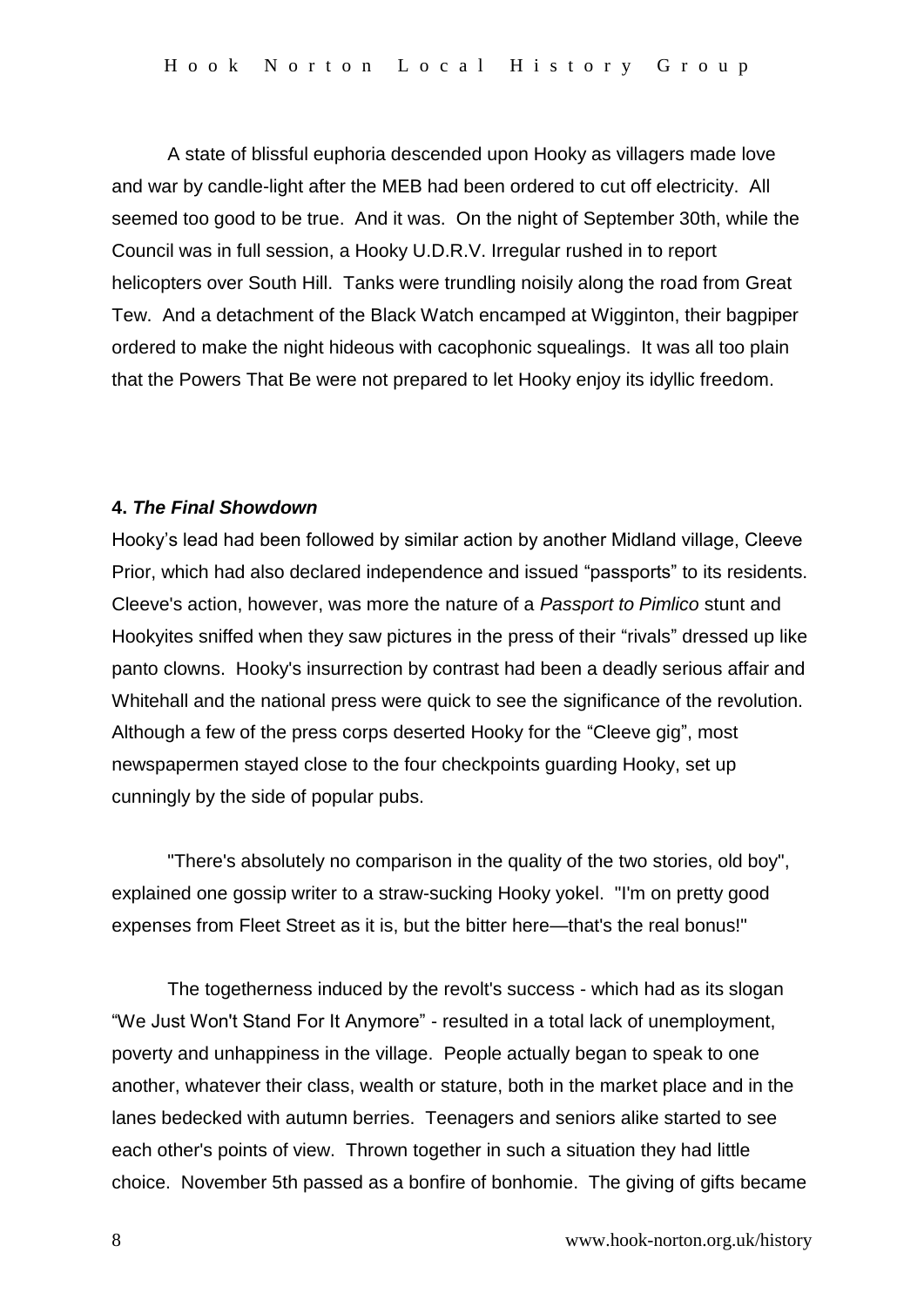A state of blissful euphoria descended upon Hooky as villagers made love and war by candle-light after the MEB had been ordered to cut off electricity. All seemed too good to be true. And it was. On the night of September 30th, while the Council was in full session, a Hooky U.D.R.V. Irregular rushed in to report helicopters over South Hill. Tanks were trundling noisily along the road from Great Tew. And a detachment of the Black Watch encamped at Wigginton, their bagpiper ordered to make the night hideous with cacophonic squealings. It was all too plain that the Powers That Be were not prepared to let Hooky enjoy its idyllic freedom.

### 4. *The Final Showdown*

Hooky's lead had been followed by similar action by another Midland village, Cleeve Prior, which had also declared independence and issued "passports" to its residents. Cleeve's action, however, was more the nature of a *Passport to Pimlico* stunt and Hookyites sniffed when they saw pictures in the press of their "rivals" dressed up like panto clowns. Hooky's insurrection by contrast had been a deadly serious affair and Whitehall and the national press were quick to see the significance of the revolution. Although a few of the press corps deserted Hooky for the "Cleeve gig", most newspapermen stayed close to the four checkpoints guarding Hooky, set up cunningly by the side of popular pubs.

"There's absolutely no comparison in the quality of the two stories, old boy", explained one gossip writer to a straw-sucking Hooky yokel. "I'm on pretty good expenses from Fleet Street as it is, but the bitter here—that's the real bonus!"

The togetherness induced by the revolt's success - which had as its slogan "We Just Won't Stand For It Anymore" - resulted in a total lack of unemployment, poverty and unhappiness in the village. People actually began to speak to one another, whatever their class, wealth or stature, both in the market place and in the lanes bedecked with autumn berries. Teenagers and seniors alike started to see each other's points of view. Thrown together in such a situation they had little choice. November 5th passed as a bonfire of bonhomie. The giving of gifts became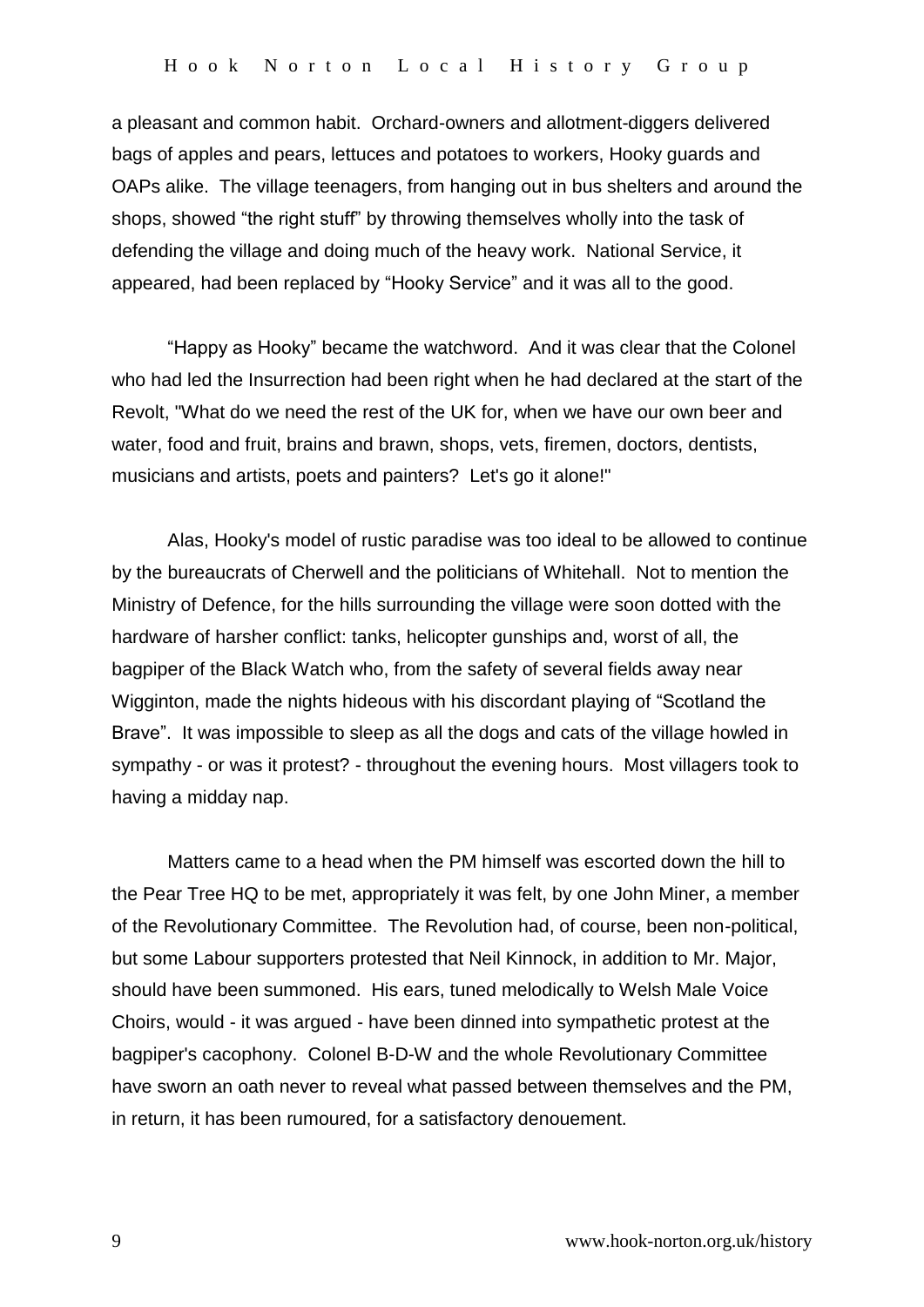a pleasant and common habit. Orchard-owners and allotment-diggers delivered bags of apples and pears, lettuces and potatoes to workers, Hooky guards and OAPs alike. The village teenagers, from hanging out in bus shelters and around the shops, showed "the right stuff" by throwing themselves wholly into the task of defending the village and doing much of the heavy work. National Service, it appeared, had been replaced by "Hooky Service" and it was all to the good.

"Happy as Hooky" became the watchword. And it was clear that the Colonel who had led the Insurrection had been right when he had declared at the start of the Revolt, "What do we need the rest of the UK for, when we have our own beer and water, food and fruit, brains and brawn, shops, vets, firemen, doctors, dentists, musicians and artists, poets and painters? Let's go it alone!"

Alas, Hooky's model of rustic paradise was too ideal to be allowed to continue by the bureaucrats of Cherwell and the politicians of Whitehall. Not to mention the Ministry of Defence, for the hills surrounding the village were soon dotted with the hardware of harsher conflict: tanks, helicopter gunships and, worst of all, the bagpiper of the Black Watch who, from the safety of several fields away near Wigginton, made the nights hideous with his discordant playing of "Scotland the Brave". It was impossible to sleep as all the dogs and cats of the village howled in sympathy - or was it protest? - throughout the evening hours. Most villagers took to having a midday nap.

Matters came to a head when the PM himself was escorted down the hill to the Pear Tree HQ to be met, appropriately it was felt, by one John Miner, a member of the Revolutionary Committee. The Revolution had, of course, been non-political, but some Labour supporters protested that Neil Kinnock, in addition to Mr. Major, should have been summoned. His ears, tuned melodically to Welsh Male Voice Choirs, would - it was argued - have been dinned into sympathetic protest at the bagpiper's cacophony. Colonel B-D-W and the whole Revolutionary Committee have sworn an oath never to reveal what passed between themselves and the PM, in return, it has been rumoured, for a satisfactory denouement.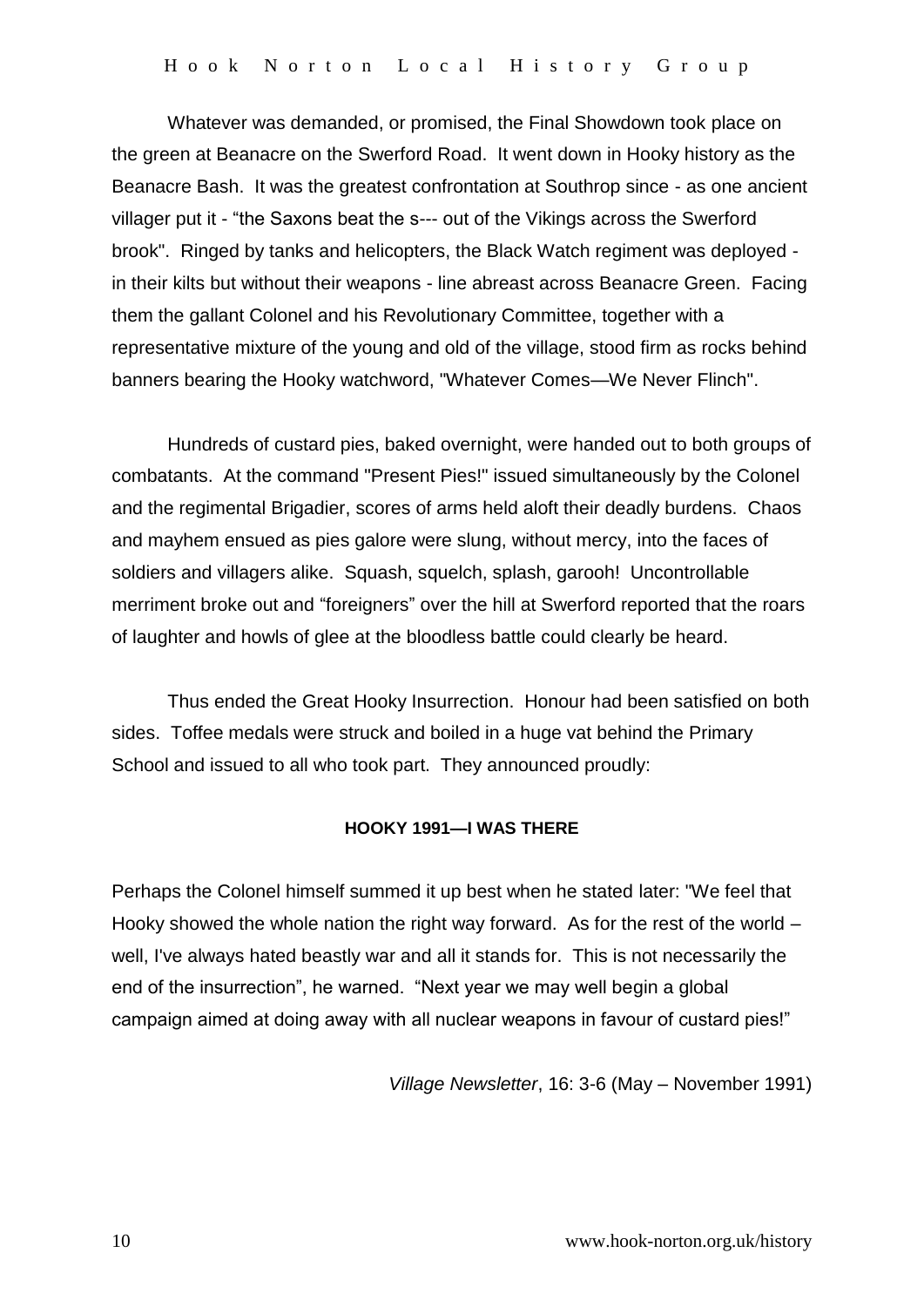Whatever was demanded, or promised, the Final Showdown took place on the green at Beanacre on the Swerford Road. It went down in Hooky history as the Beanacre Bash. It was the greatest confrontation at Southrop since - as one ancient villager put it - "the Saxons beat the s--- out of the Vikings across the Swerford brook". Ringed by tanks and helicopters, the Black Watch regiment was deployed - in their kilts but without their weapons - line abreast across Beanacre Green. Facing them the gallant Colonel and his Revolutionary Committee, together with a representative mixture of the young and old of the village, stood firm as rocks behind banners bearing the Hooky watchword, "Whatever Comes—We Never Flinch".

Hundreds of custard pies, baked overnight, were handed out to both groups of combatants. At the command "Present Pies!" issued simultaneously by the Colonel and the regimental Brigadier, scores of arms held aloft their deadly burdens. Chaos and mayhem ensued as pies galore were slung, without mercy, into the faces of soldiers and villagers alike. Squash, squelch, splash, garooh! Uncontrollable merriment broke out and "foreigners" over the hill at Swerford reported that the roars of laughter and howls of glee at the bloodless battle could clearly be heard.

Thus ended the Great Hooky Insurrection. Honour had been satisfied on both sides. Toffee medals were struck and boiled in a huge vat behind the Primary School and issued to all who took part. They announced proudly:

**HOOKY 1991—I WAS THERE**

Perhaps the Colonel himself summed it up best when he stated later: "We feel that Hooky showed the whole nation the right way forward. As for the rest of the world – well, I've always hated beastly war and all it stands for. This is not necessarily the end of the insurrection", he warned. "Next year we may well begin a global campaign aimed at doing away with all nuclear weapons in favour of custard pies!"

*Village Newsletter*, 16: 3-6 (May – November 1991)